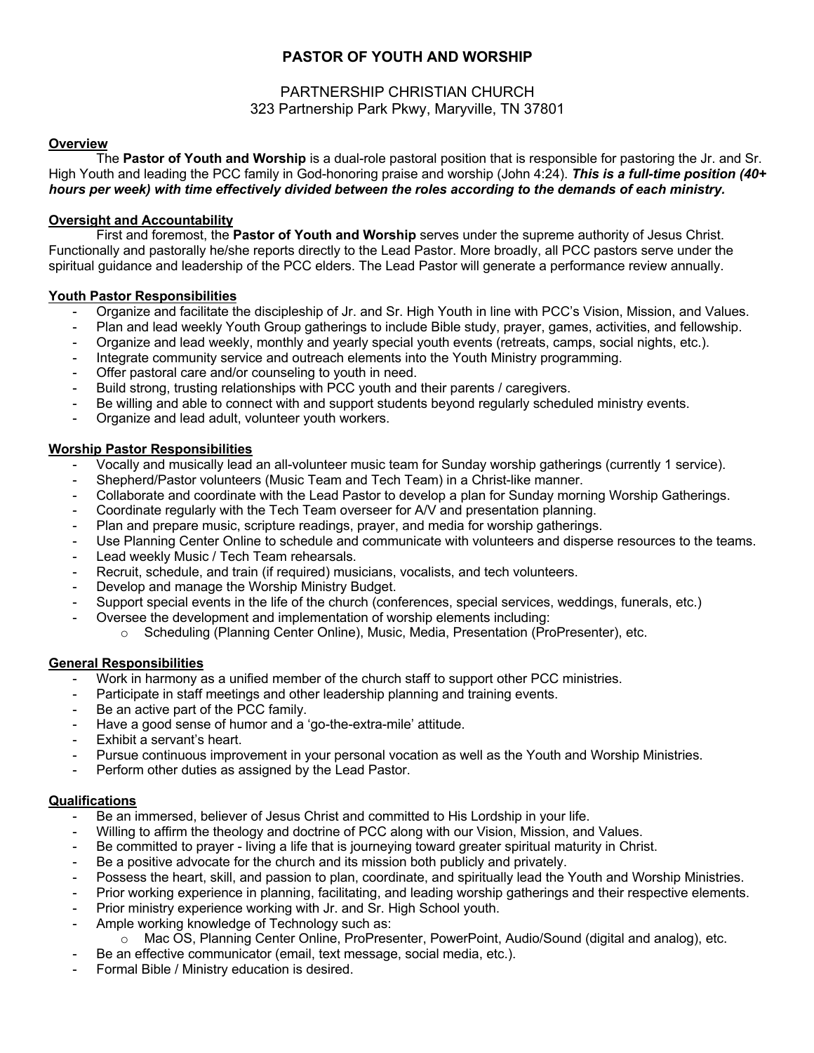# PASTOR OF YOUTH AND WORSHIP

PARTNERSHIP CHRISTIAN CHURCH
323 Partnership Park Pkwy, Maryville, TN 37801

## Overview

The **Pastor of Youth and Worship** is a dual-role pastoral position that is responsible for pastoring the Jr. and Sr. High Youth and leading the PCC family in God-honoring praise and worship (John 4:24). ***This is a full-time position (40+ hours per week) with time effectively divided between the roles according to the demands of each ministry.***

## Oversight and Accountability

First and foremost, the **Pastor of Youth and Worship** serves under the supreme authority of Jesus Christ. Functionally and pastorally he/she reports directly to the Lead Pastor. More broadly, all PCC pastors serve under the spiritual guidance and leadership of the PCC elders. The Lead Pastor will generate a performance review annually.

## Youth Pastor Responsibilities

- Organize and facilitate the discipleship of Jr. and Sr. High Youth in line with PCC's Vision, Mission, and Values.
- Plan and lead weekly Youth Group gatherings to include Bible study, prayer, games, activities, and fellowship.
- Organize and lead weekly, monthly and yearly special youth events (retreats, camps, social nights, etc.).
- Integrate community service and outreach elements into the Youth Ministry programming.
- Offer pastoral care and/or counseling to youth in need.
- Build strong, trusting relationships with PCC youth and their parents / caregivers.
- Be willing and able to connect with and support students beyond regularly scheduled ministry events.
- Organize and lead adult, volunteer youth workers.

## Worship Pastor Responsibilities

- Vocally and musically lead an all-volunteer music team for Sunday worship gatherings (currently 1 service).
- Shepherd/Pastor volunteers (Music Team and Tech Team) in a Christ-like manner.
- Collaborate and coordinate with the Lead Pastor to develop a plan for Sunday morning Worship Gatherings.
- Coordinate regularly with the Tech Team overseer for A/V and presentation planning.
- Plan and prepare music, scripture readings, prayer, and media for worship gatherings.
- Use Planning Center Online to schedule and communicate with volunteers and disperse resources to the teams.
- Lead weekly Music / Tech Team rehearsals.
- Recruit, schedule, and train (if required) musicians, vocalists, and tech volunteers.
- Develop and manage the Worship Ministry Budget.
- Support special events in the life of the church (conferences, special services, weddings, funerals, etc.)
- Oversee the development and implementation of worship elements including:
  - Scheduling (Planning Center Online), Music, Media, Presentation (ProPresenter), etc.

## General Responsibilities

- Work in harmony as a unified member of the church staff to support other PCC ministries.
- Participate in staff meetings and other leadership planning and training events.
- Be an active part of the PCC family.
- Have a good sense of humor and a 'go-the-extra-mile' attitude.
- Exhibit a servant's heart.
- Pursue continuous improvement in your personal vocation as well as the Youth and Worship Ministries.
- Perform other duties as assigned by the Lead Pastor.

## Qualifications

- Be an immersed, believer of Jesus Christ and committed to His Lordship in your life.
- Willing to affirm the theology and doctrine of PCC along with our Vision, Mission, and Values.
- Be committed to prayer - living a life that is journeying toward greater spiritual maturity in Christ.
- Be a positive advocate for the church and its mission both publicly and privately.
- Possess the heart, skill, and passion to plan, coordinate, and spiritually lead the Youth and Worship Ministries.
- Prior working experience in planning, facilitating, and leading worship gatherings and their respective elements.
- Prior ministry experience working with Jr. and Sr. High School youth.
- Ample working knowledge of Technology such as:
  - Mac OS, Planning Center Online, ProPresenter, PowerPoint, Audio/Sound (digital and analog), etc.
- Be an effective communicator (email, text message, social media, etc.).
- Formal Bible / Ministry education is desired.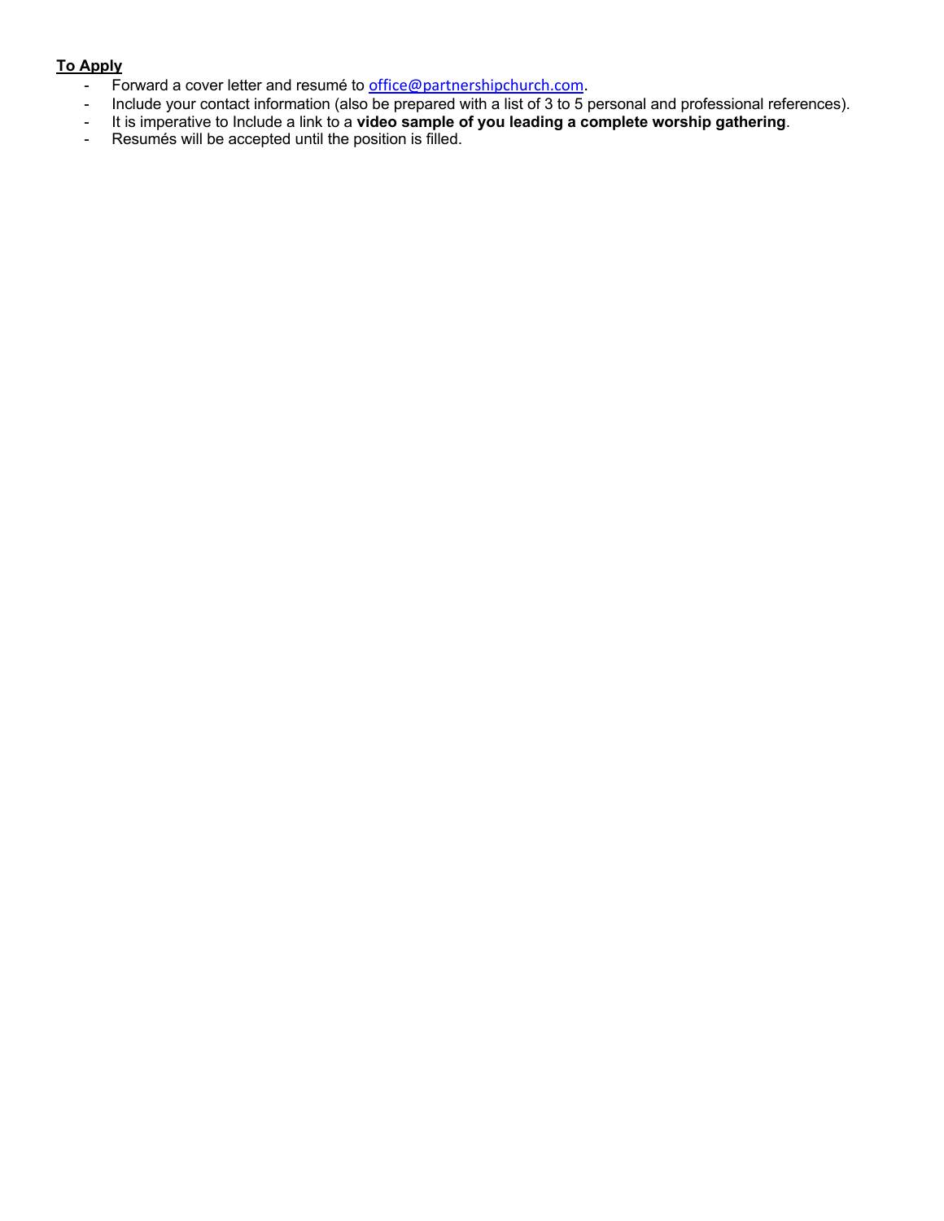**To Apply**

- Forward a cover letter and resumé to office@partnershipchurch.com.
- Include your contact information (also be prepared with a list of 3 to 5 personal and professional references).
- It is imperative to Include a link to a **video sample of you leading a complete worship gathering**.
- Resumés will be accepted until the position is filled.